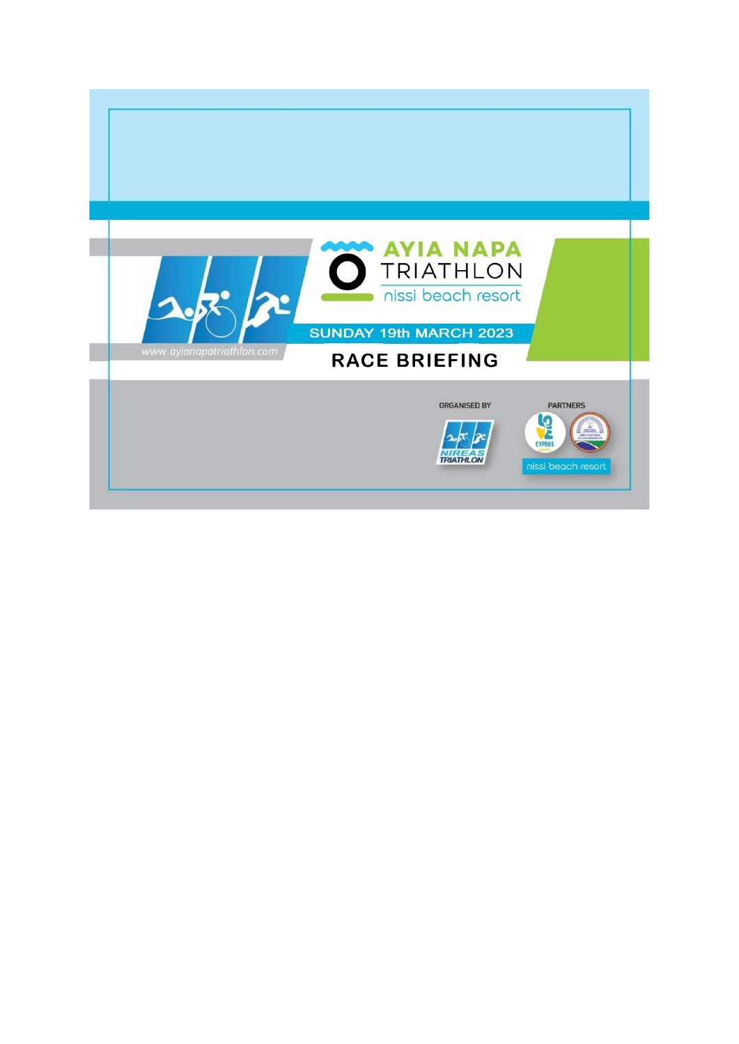# AYIA NAPA TRIATHLON

nissi beach resort

www.ayianapatriathlon.com

SUNDAY 19th MARCH 2023

## RACE BRIEFING

ORGANISED BY

NIREAS TRIATHLON

PARTNERS

nissi beach resort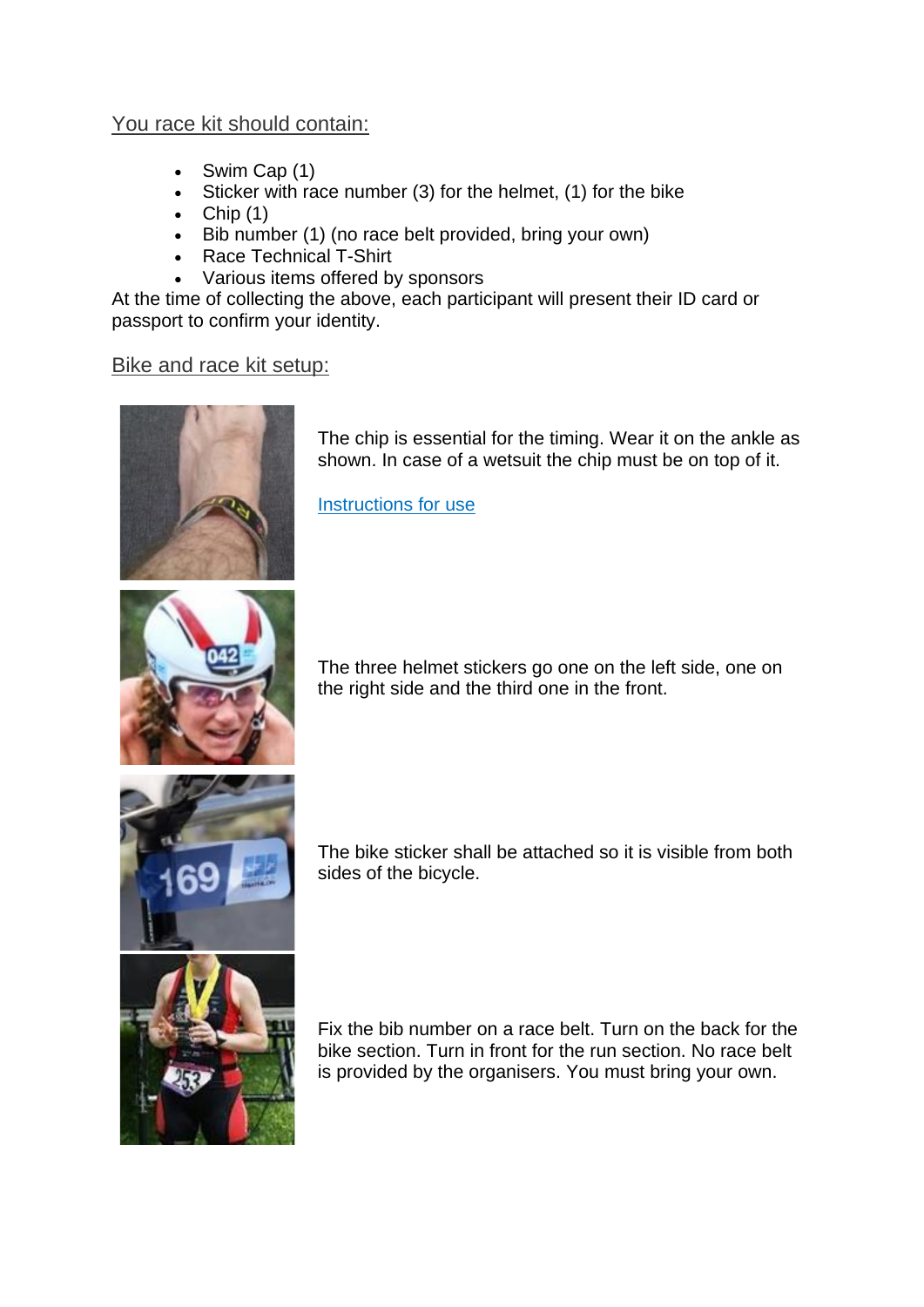## You race kit should contain:

- Swim Cap (1)
- Sticker with race number (3) for the helmet, (1) for the bike
- Chip (1)
- Bib number (1) (no race belt provided, bring your own)
- Race Technical T-Shirt
- Various items offered by sponsors

At the time of collecting the above, each participant will present their ID card or passport to confirm your identity.

## Bike and race kit setup:

The chip is essential for the timing. Wear it on the ankle as shown. In case of a wetsuit the chip must be on top of it.

Instructions for use

The three helmet stickers go one on the left side, one on the right side and the third one in the front.

The bike sticker shall be attached so it is visible from both sides of the bicycle.

Fix the bib number on a race belt. Turn on the back for the bike section. Turn in front for the run section. No race belt is provided by the organisers. You must bring your own.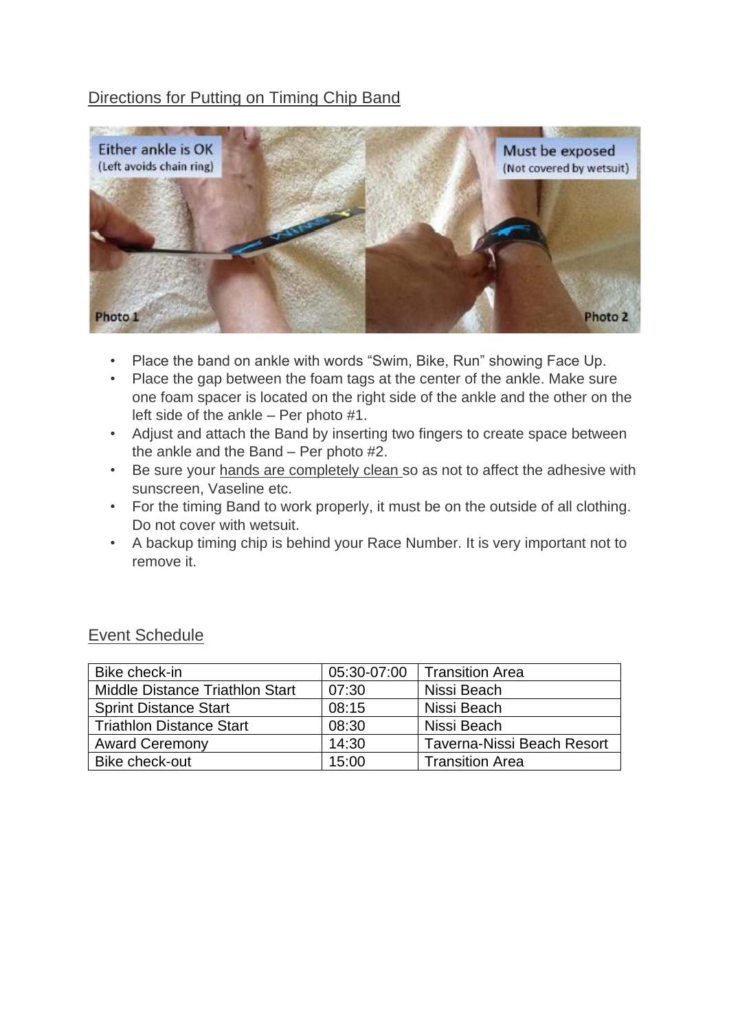## Directions for Putting on Timing Chip Band

- Place the band on ankle with words "Swim, Bike, Run" showing Face Up.
- Place the gap between the foam tags at the center of the ankle. Make sure one foam spacer is located on the right side of the ankle and the other on the left side of the ankle – Per photo #1.
- Adjust and attach the Band by inserting two fingers to create space between the ankle and the Band – Per photo #2.
- Be sure your hands are completely clean so as not to affect the adhesive with sunscreen, Vaseline etc.
- For the timing Band to work properly, it must be on the outside of all clothing. Do not cover with wetsuit.
- A backup timing chip is behind your Race Number. It is very important not to remove it.

## Event Schedule

| | | |
|---|---|---|
| Bike check-in | 05:30-07:00 | Transition Area |
| Middle Distance Triathlon Start | 07:30 | Nissi Beach |
| Sprint Distance Start | 08:15 | Nissi Beach |
| Triathlon Distance Start | 08:30 | Nissi Beach |
| Award Ceremony | 14:30 | Taverna-Nissi Beach Resort |
| Bike check-out | 15:00 | Transition Area |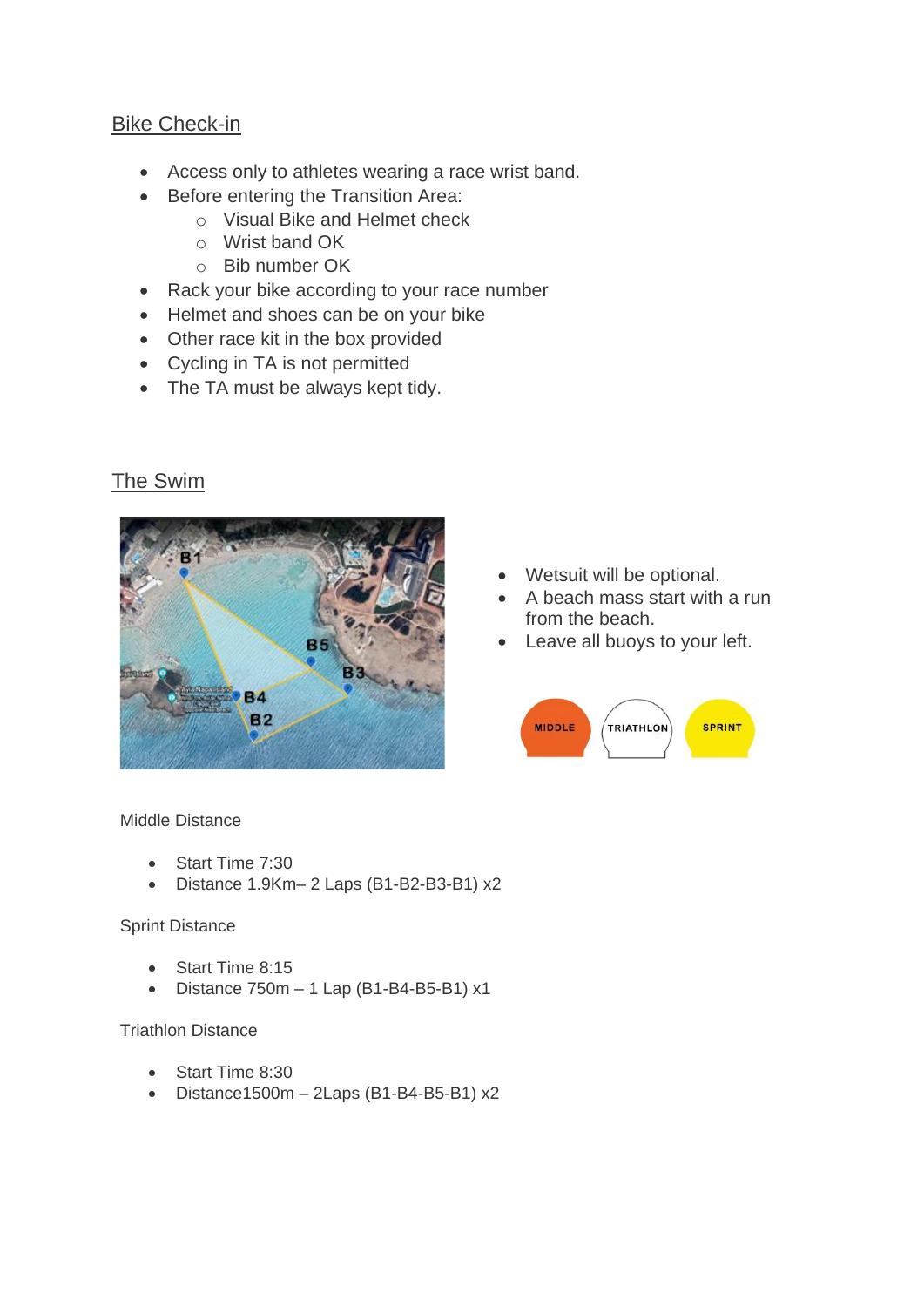## Bike Check-in

- Access only to athletes wearing a race wrist band.
- Before entering the Transition Area:
    - Visual Bike and Helmet check
    - Wrist band OK
    - Bib number OK
- Rack your bike according to your race number
- Helmet and shoes can be on your bike
- Other race kit in the box provided
- Cycling in TA is not permitted
- The TA must be always kept tidy.

## The Swim

- Wetsuit will be optional.
- A beach mass start with a run from the beach.
- Leave all buoys to your left.

Middle Distance

- Start Time 7:30
- Distance 1.9Km– 2 Laps (B1-B2-B3-B1) x2

Sprint Distance

- Start Time 8:15
- Distance 750m – 1 Lap (B1-B4-B5-B1) x1

Triathlon Distance

- Start Time 8:30
- Distance1500m – 2Laps (B1-B4-B5-B1) x2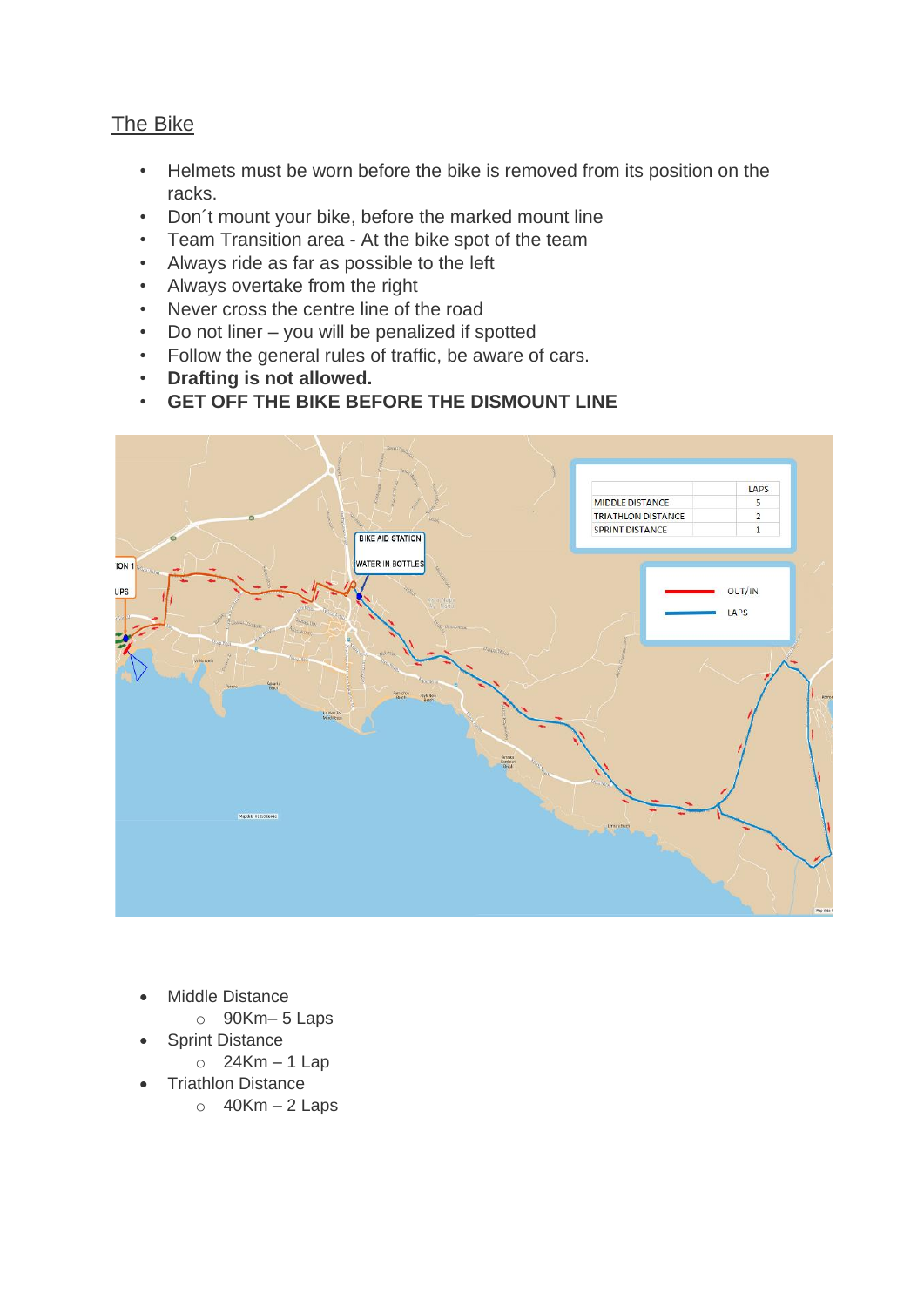## The Bike

- Helmets must be worn before the bike is removed from its position on the racks.
- Don´t mount your bike, before the marked mount line
- Team Transition area - At the bike spot of the team
- Always ride as far as possible to the left
- Always overtake from the right
- Never cross the centre line of the road
- Do not liner – you will be penalized if spotted
- Follow the general rules of traffic, be aware of cars.
- **Drafting is not allowed.**
- **GET OFF THE BIKE BEFORE THE DISMOUNT LINE**

- Middle Distance
  - 90Km– 5 Laps
- Sprint Distance
  - 24Km – 1 Lap
- Triathlon Distance
  - 40Km – 2 Laps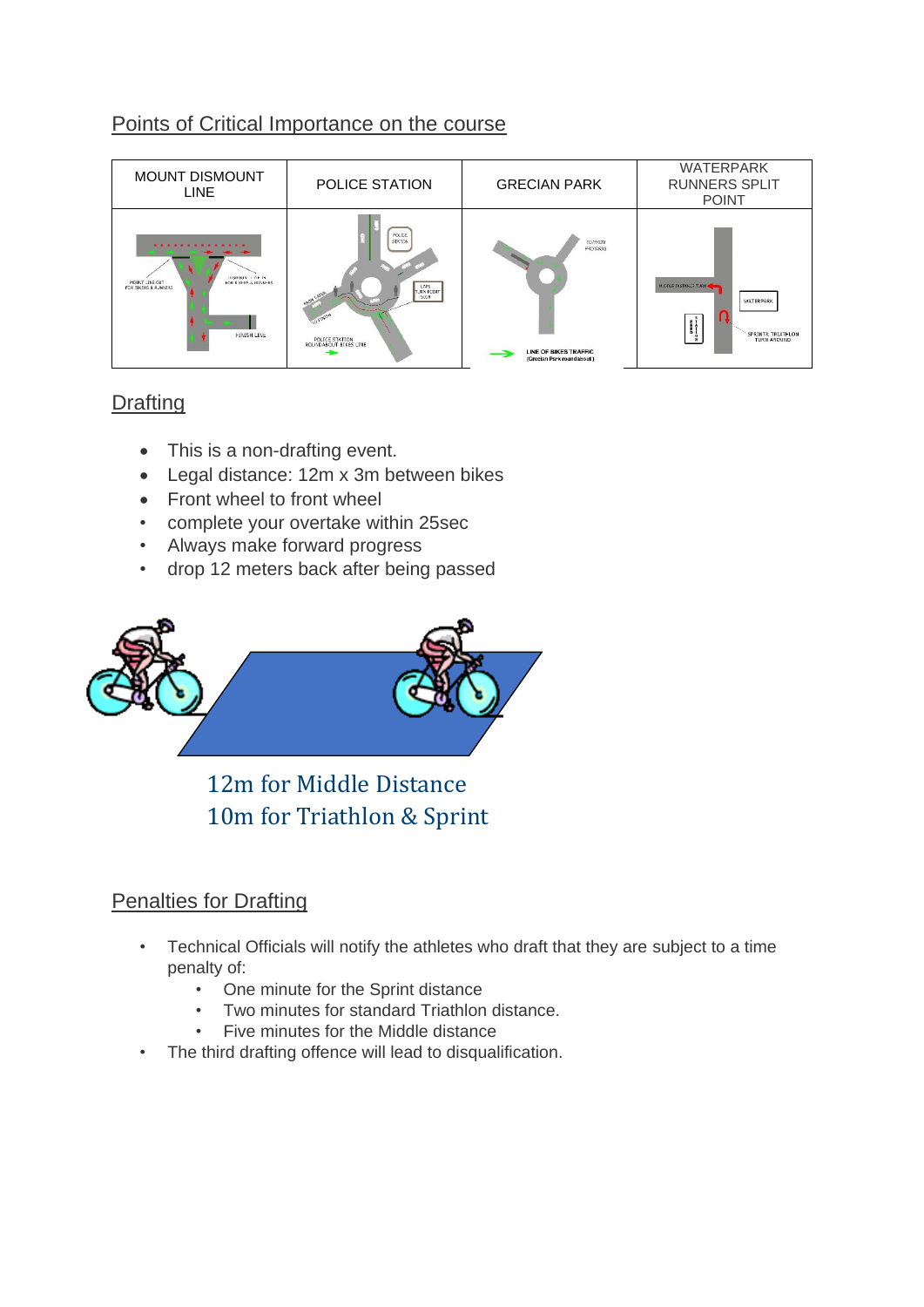## Points of Critical Importance on the course

| MOUNT DISMOUNT LINE | POLICE STATION | GRECIAN PARK | WATERPARK RUNNERS SPLIT POINT |
|---|---|---|---|
| | | | |

## Drafting

- This is a non-drafting event.
- Legal distance: 12m x 3m between bikes
- Front wheel to front wheel
- complete your overtake within 25sec
- Always make forward progress
- drop 12 meters back after being passed

12m for Middle Distance
10m for Triathlon & Sprint

## Penalties for Drafting

- Technical Officials will notify the athletes who draft that they are subject to a time penalty of:
  - One minute for the Sprint distance
  - Two minutes for standard Triathlon distance.
  - Five minutes for the Middle distance
- The third drafting offence will lead to disqualification.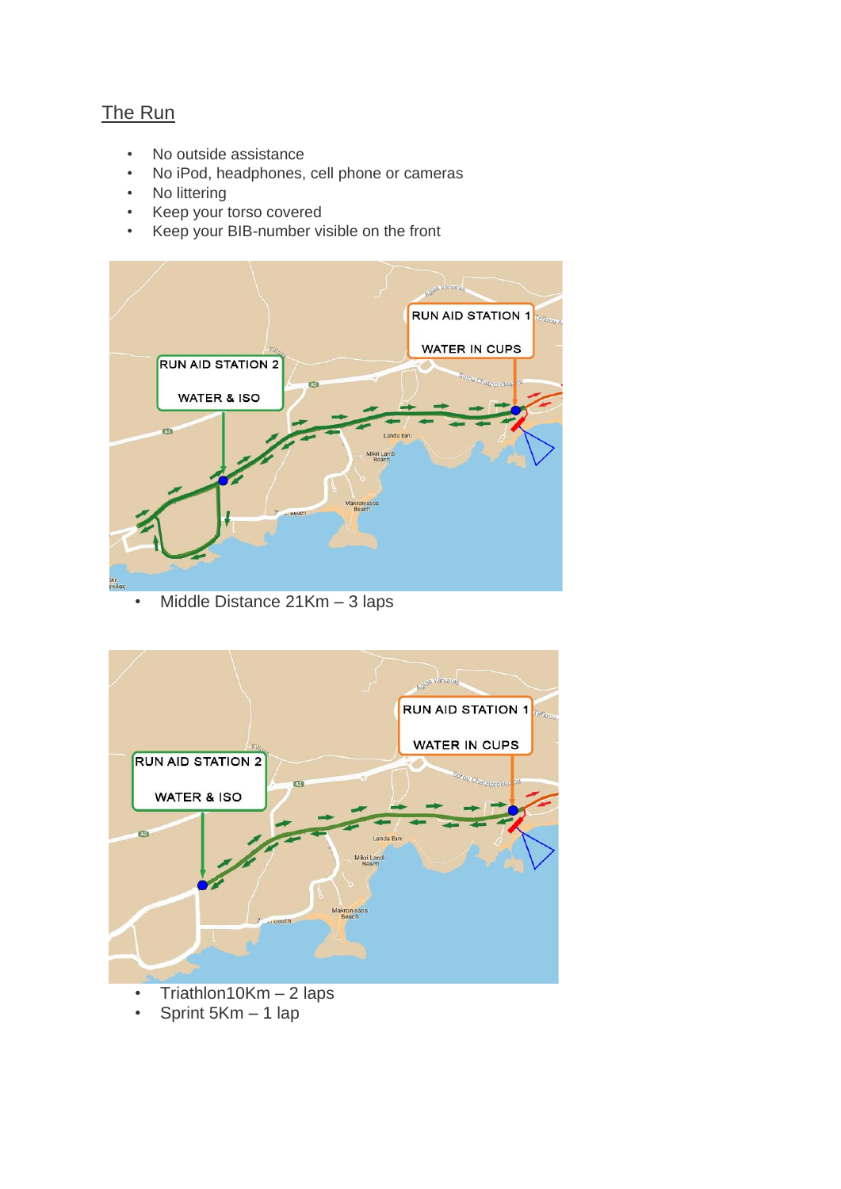## The Run

- No outside assistance
- No iPod, headphones, cell phone or cameras
- No littering
- Keep your torso covered
- Keep your BIB-number visible on the front

RUN AID STATION 1

WATER IN CUPS

RUN AID STATION 2

WATER & ISO

- Middle Distance 21Km – 3 laps

RUN AID STATION 1

WATER IN CUPS

RUN AID STATION 2

WATER & ISO

- Triathlon10Km – 2 laps
- Sprint 5Km – 1 lap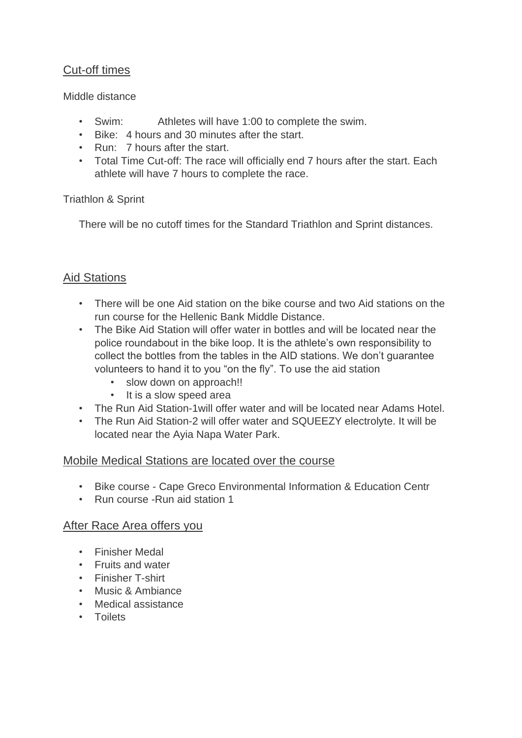## Cut-off times

Middle distance

- Swim: Athletes will have 1:00 to complete the swim.
- Bike: 4 hours and 30 minutes after the start.
- Run: 7 hours after the start.
- Total Time Cut-off: The race will officially end 7 hours after the start. Each athlete will have 7 hours to complete the race.

Triathlon & Sprint

There will be no cutoff times for the Standard Triathlon and Sprint distances.

## Aid Stations

- There will be one Aid station on the bike course and two Aid stations on the run course for the Hellenic Bank Middle Distance.
- The Bike Aid Station will offer water in bottles and will be located near the police roundabout in the bike loop. It is the athlete's own responsibility to collect the bottles from the tables in the AID stations. We don't guarantee volunteers to hand it to you "on the fly". To use the aid station
  - slow down on approach!!
  - It is a slow speed area
- The Run Aid Station-1will offer water and will be located near Adams Hotel.
- The Run Aid Station-2 will offer water and SQUEEZY electrolyte. It will be located near the Ayia Napa Water Park.

## Mobile Medical Stations are located over the course

- Bike course - Cape Greco Environmental Information & Education Centr
- Run course -Run aid station 1

## After Race Area offers you

- Finisher Medal
- Fruits and water
- Finisher T-shirt
- Music & Ambiance
- Medical assistance
- Toilets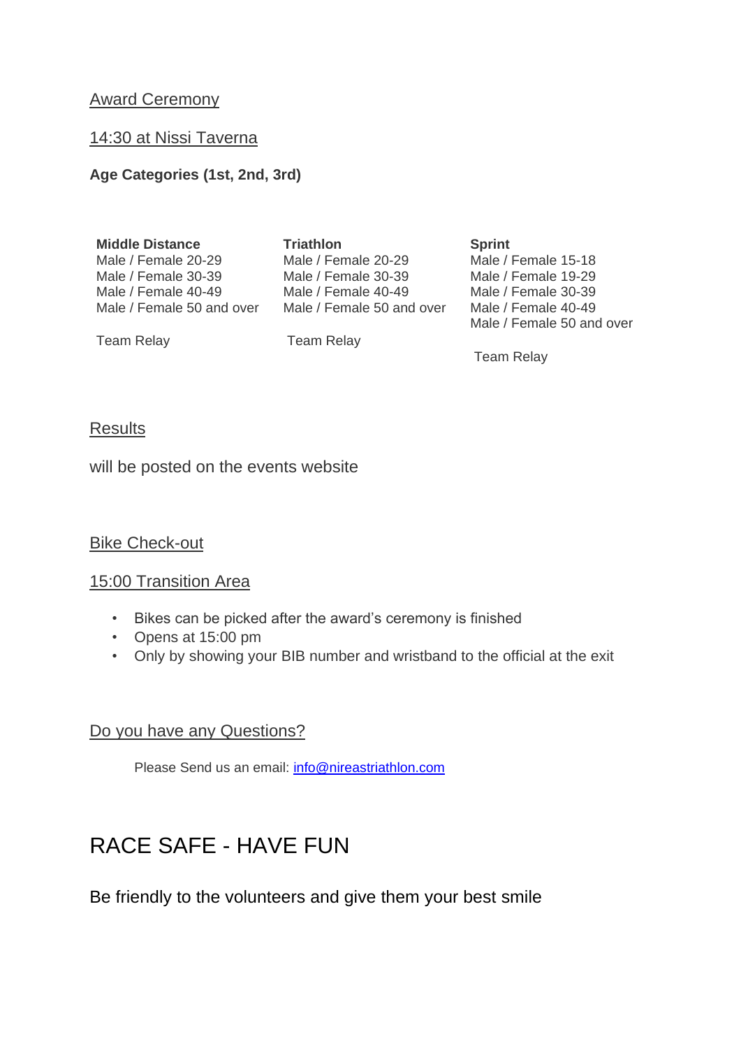Award Ceremony

14:30 at Nissi Taverna

**Age Categories (1st, 2nd, 3rd)**

| **Middle Distance** | **Triathlon** | **Sprint** |
|---|---|---|
| Male / Female 20-29 | Male / Female 20-29 | Male / Female 15-18 |
| Male / Female 30-39 | Male / Female 30-39 | Male / Female 19-29 |
| Male / Female 40-49 | Male / Female 40-49 | Male / Female 30-39 |
| Male / Female 50 and over | Male / Female 50 and over | Male / Female 40-49 |
| | | Male / Female 50 and over |
| Team Relay | Team Relay | Team Relay |

Results

will be posted on the events website

Bike Check-out

15:00 Transition Area

- Bikes can be picked after the award's ceremony is finished
- Opens at 15:00 pm
- Only by showing your BIB number and wristband to the official at the exit

Do you have any Questions?

Please Send us an email: info@nireastriathlon.com

# RACE SAFE - HAVE FUN

Be friendly to the volunteers and give them your best smile